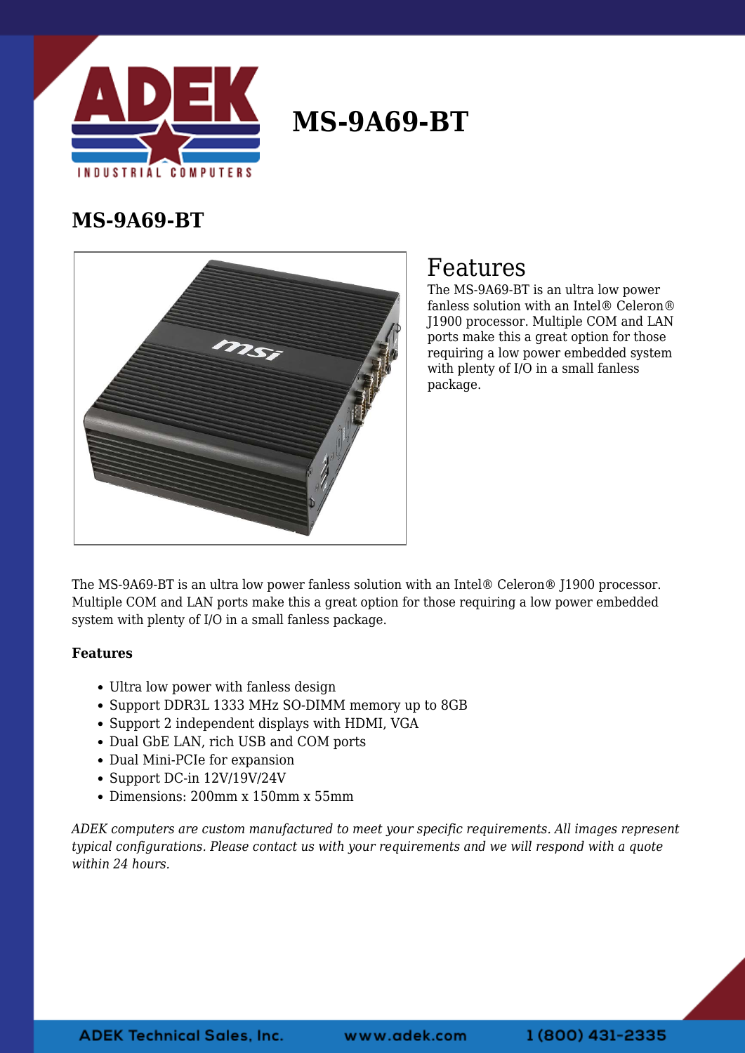# MS-9A69-BT

## MS-9A69-BT

## Features

The MS-9A69-BT is an ultra low power fanless solution with an Intel® Celeron® J1900 processor. Multiple COM and LAN ports make this a great option for those requiring a low power embedded system with plenty of I/O in a small fanless package.

The MS-9A69-BT is an ultra low power fanless solution with an Intel® Celeron® J1900 processor. Multiple COM and LAN ports make this a great option for those requiring a low power embedded system with plenty of I/O in a small fanless package.

**Features**

- Ultra low power with fanless design
- Support DDR3L 1333 MHz SO-DIMM memory up to 8GB
- Support 2 independent displays with HDMI, VGA
- Dual GbE LAN, rich USB and COM ports
- Dual Mini-PCIe for expansion
- Support DC-in 12V/19V/24V
- Dimensions: 200mm x 150mm x 55mm

*ADEK computers are custom manufactured to meet your specific requirements. All images represent typical configurations. Please contact us with your requirements and we will respond with a quote within 24 hours.*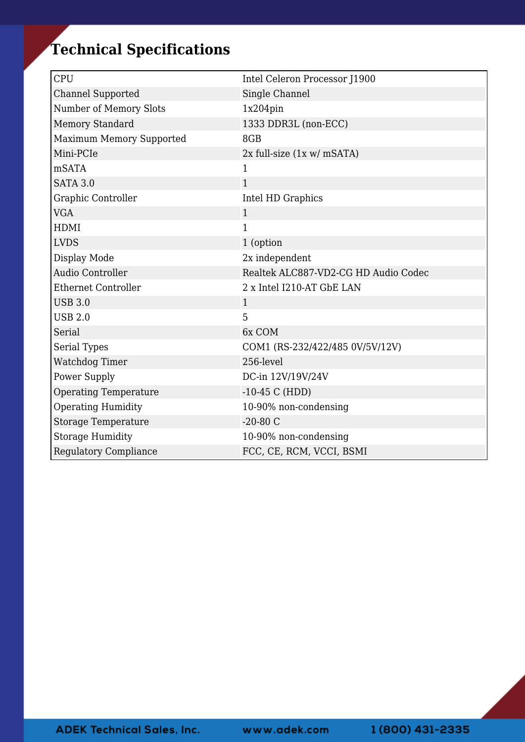# Technical Specifications

| | |
|---|---|
| CPU | Intel Celeron Processor J1900 |
| Channel Supported | Single Channel |
| Number of Memory Slots | 1x204pin |
| Memory Standard | 1333 DDR3L (non-ECC) |
| Maximum Memory Supported | 8GB |
| Mini-PCIe | 2x full-size (1x w/ mSATA) |
| mSATA | 1 |
| SATA 3.0 | 1 |
| Graphic Controller | Intel HD Graphics |
| VGA | 1 |
| HDMI | 1 |
| LVDS | 1 (option |
| Display Mode | 2x independent |
| Audio Controller | Realtek ALC887-VD2-CG HD Audio Codec |
| Ethernet Controller | 2 x Intel I210-AT GbE LAN |
| USB 3.0 | 1 |
| USB 2.0 | 5 |
| Serial | 6x COM |
| Serial Types | COM1 (RS-232/422/485 0V/5V/12V) |
| Watchdog Timer | 256-level |
| Power Supply | DC-in 12V/19V/24V |
| Operating Temperature | -10-45 C (HDD) |
| Operating Humidity | 10-90% non-condensing |
| Storage Temperature | -20-80 C |
| Storage Humidity | 10-90% non-condensing |
| Regulatory Compliance | FCC, CE, RCM, VCCI, BSMI |